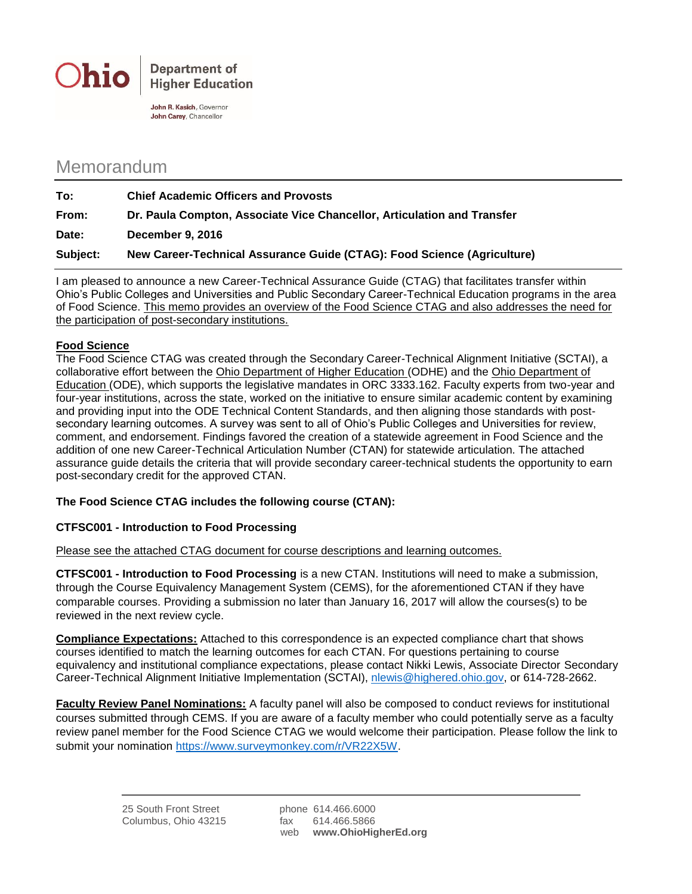Ohio | Department of Higher Education

**John R. Kasich**, Governor
**John Carey**, Chancellor

# Memorandum

| | |
|---|---|
| **To:** | **Chief Academic Officers and Provosts** |
| **From:** | **Dr. Paula Compton, Associate Vice Chancellor, Articulation and Transfer** |
| **Date:** | **December 9, 2016** |
| **Subject:** | **New Career-Technical Assurance Guide (CTAG): Food Science (Agriculture)** |

I am pleased to announce a new Career-Technical Assurance Guide (CTAG) that facilitates transfer within Ohio's Public Colleges and Universities and Public Secondary Career-Technical Education programs in the area of Food Science. This memo provides an overview of the Food Science CTAG and also addresses the need for the participation of post-secondary institutions.

**Food Science**

The Food Science CTAG was created through the Secondary Career-Technical Alignment Initiative (SCTAI), a collaborative effort between the Ohio Department of Higher Education (ODHE) and the Ohio Department of Education (ODE), which supports the legislative mandates in ORC 3333.162. Faculty experts from two-year and four-year institutions, across the state, worked on the initiative to ensure similar academic content by examining and providing input into the ODE Technical Content Standards, and then aligning those standards with post-secondary learning outcomes. A survey was sent to all of Ohio's Public Colleges and Universities for review, comment, and endorsement. Findings favored the creation of a statewide agreement in Food Science and the addition of one new Career-Technical Articulation Number (CTAN) for statewide articulation. The attached assurance guide details the criteria that will provide secondary career-technical students the opportunity to earn post-secondary credit for the approved CTAN.

**The Food Science CTAG includes the following course (CTAN):**

**CTFSC001 - Introduction to Food Processing**

Please see the attached CTAG document for course descriptions and learning outcomes.

**CTFSC001 - Introduction to Food Processing** is a new CTAN. Institutions will need to make a submission, through the Course Equivalency Management System (CEMS), for the aforementioned CTAN if they have comparable courses. Providing a submission no later than January 16, 2017 will allow the courses(s) to be reviewed in the next review cycle.

**Compliance Expectations:** Attached to this correspondence is an expected compliance chart that shows courses identified to match the learning outcomes for each CTAN. For questions pertaining to course equivalency and institutional compliance expectations, please contact Nikki Lewis, Associate Director Secondary Career-Technical Alignment Initiative Implementation (SCTAI), nlewis@highered.ohio.gov, or 614-728-2662.

**Faculty Review Panel Nominations:** A faculty panel will also be composed to conduct reviews for institutional courses submitted through CEMS. If you are aware of a faculty member who could potentially serve as a faculty review panel member for the Food Science CTAG we would welcome their participation. Please follow the link to submit your nomination https://www.surveymonkey.com/r/VR22X5W.

25 South Front Street
Columbus, Ohio 43215

phone 614.466.6000
fax 614.466.5866
web **www.OhioHigherEd.org**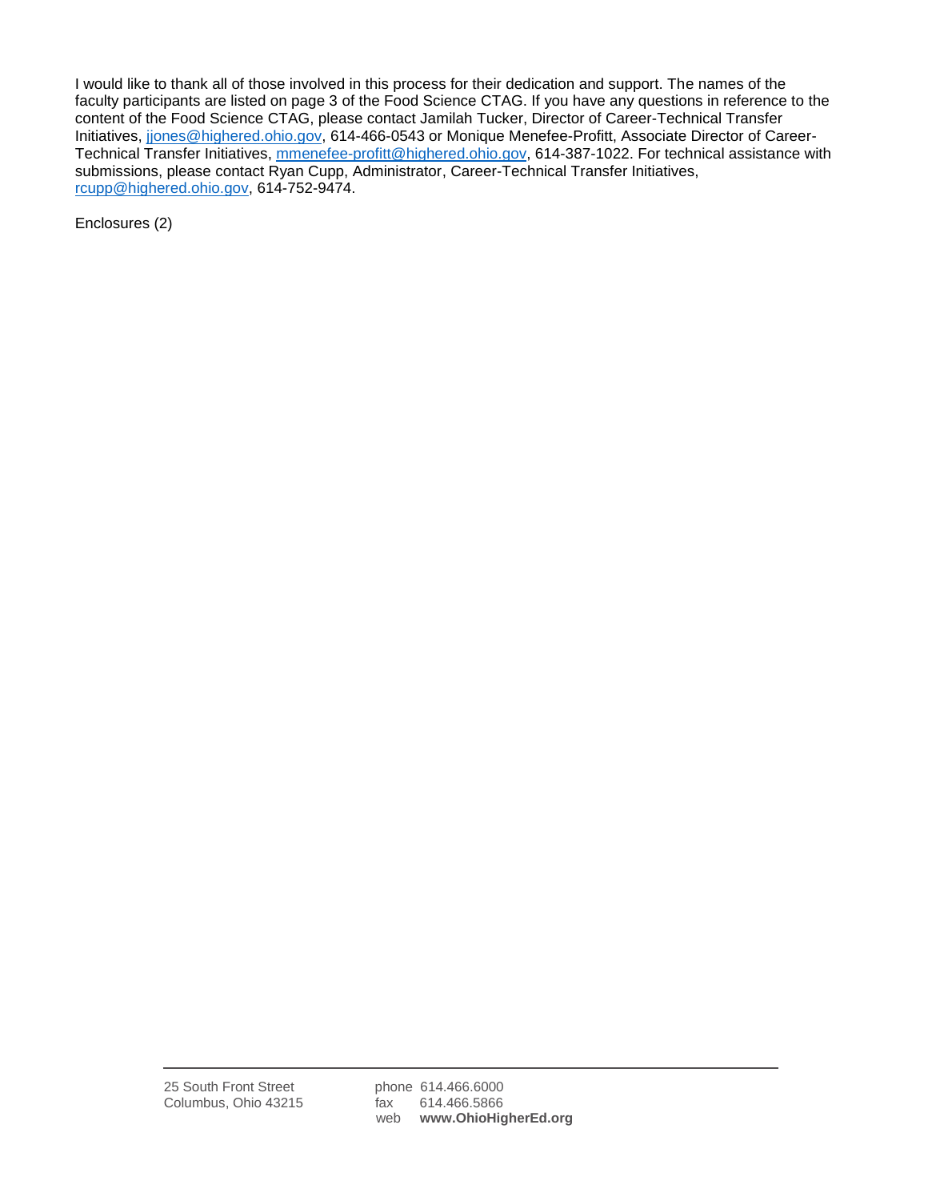I would like to thank all of those involved in this process for their dedication and support. The names of the faculty participants are listed on page 3 of the Food Science CTAG. If you have any questions in reference to the content of the Food Science CTAG, please contact Jamilah Tucker, Director of Career-Technical Transfer Initiatives, jjones@highered.ohio.gov, 614-466-0543 or Monique Menefee-Profitt, Associate Director of Career-Technical Transfer Initiatives, mmenefee-profitt@highered.ohio.gov, 614-387-1022. For technical assistance with submissions, please contact Ryan Cupp, Administrator, Career-Technical Transfer Initiatives, rcupp@highered.ohio.gov, 614-752-9474.

Enclosures (2)

25 South Front Street
Columbus, Ohio 43215

phone 614.466.6000
fax 614.466.5866
web **www.OhioHigherEd.org**